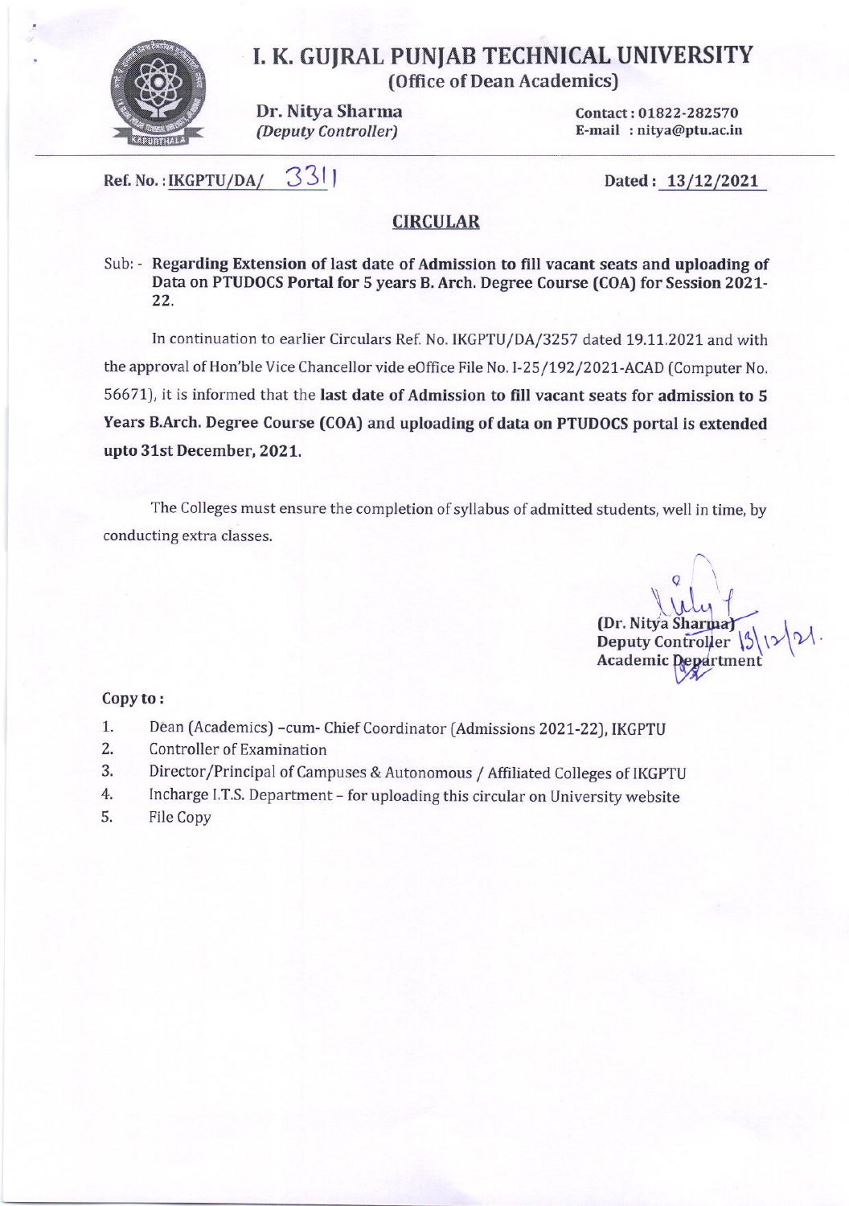# I. K. GUJRAL PUNJAB TECHNICAL UNIVERSITY

**(Office of Dean Academics)**

**Dr. Nitya Sharma**
*(Deputy Controller)*

**Contact : 01822-282570**
**E-mail : nitya@ptu.ac.in**

**Ref. No. : IKGPTU/DA/ 3311**

**Dated : 13/12/2021**

## CIRCULAR

Sub: - **Regarding Extension of last date of Admission to fill vacant seats and uploading of Data on PTUDOCS Portal for 5 years B. Arch. Degree Course (COA) for Session 2021-22.**

In continuation to earlier Circulars Ref. No. IKGPTU/DA/3257 dated 19.11.2021 and with the approval of Hon'ble Vice Chancellor vide eOffice File No. I-25/192/2021-ACAD (Computer No. 56671), it is informed that the **last date of Admission to fill vacant seats for admission to 5 Years B.Arch. Degree Course (COA) and uploading of data on PTUDOCS portal is extended upto 31st December, 2021.**

The Colleges must ensure the completion of syllabus of admitted students, well in time, by conducting extra classes.

**(Dr. Nitya Sharma)**
**Deputy Controller**
**Academic Department**

13/12/21.

**Copy to :**

1. Dean (Academics) -cum- Chief Coordinator (Admissions 2021-22), IKGPTU
2. Controller of Examination
3. Director/Principal of Campuses & Autonomous / Affiliated Colleges of IKGPTU
4. Incharge I.T.S. Department – for uploading this circular on University website
5. File Copy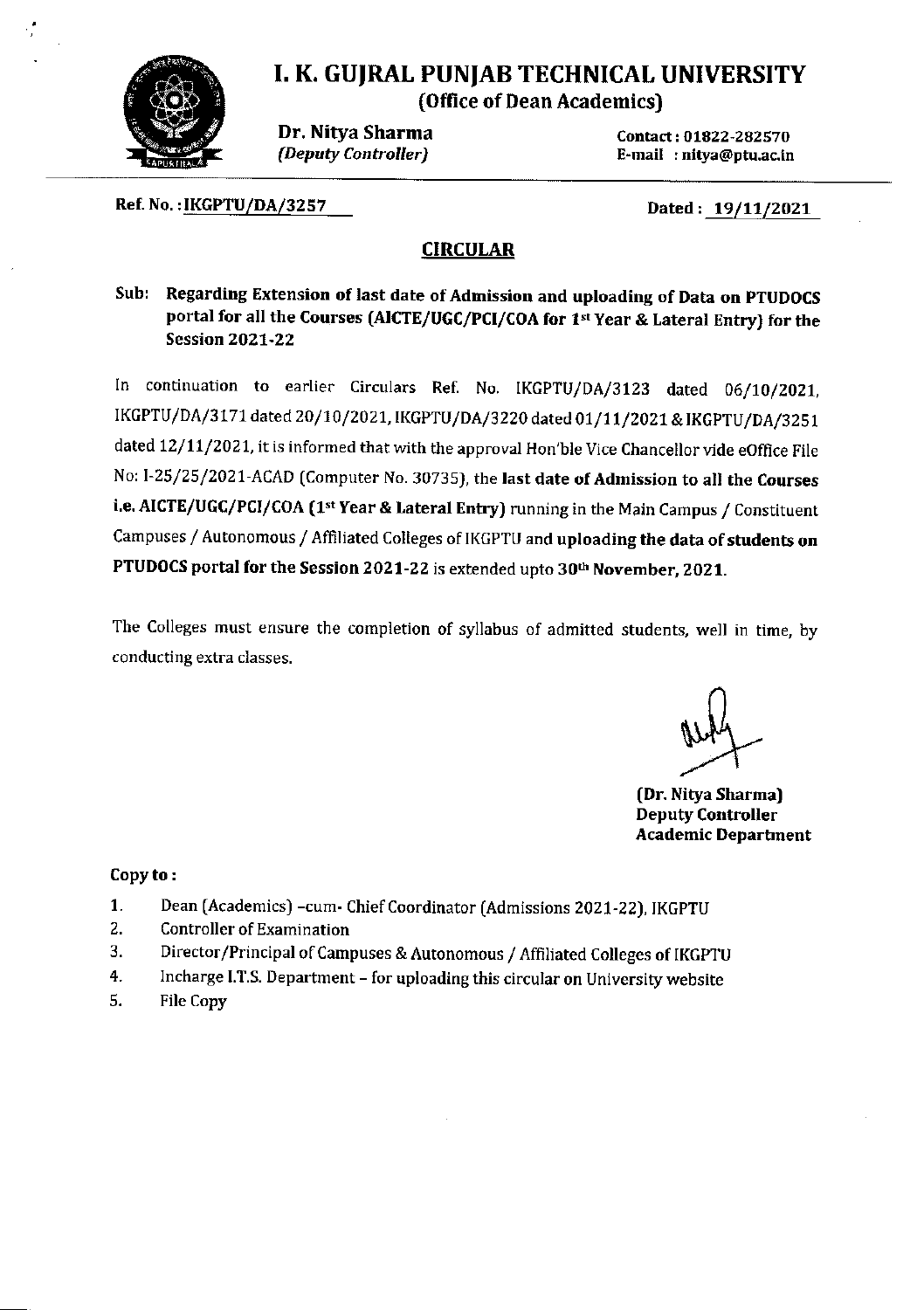# I. K. GUJRAL PUNJAB TECHNICAL UNIVERSITY

**(Office of Dean Academics)**

**Dr. Nitya Sharma**
*(Deputy Controller)*

**Contact : 01822-282570**
**E-mail : nitya@ptu.ac.in**

**Ref. No. : IKGPTU/DA/3257**

**Dated : 19/11/2021**

## CIRCULAR

**Sub: Regarding Extension of last date of Admission and uploading of Data on PTUDOCS portal for all the Courses (AICTE/UGC/PCI/COA for 1st Year & Lateral Entry) for the Session 2021-22**

In continuation to earlier Circulars Ref. No. IKGPTU/DA/3123 dated 06/10/2021, IKGPTU/DA/3171 dated 20/10/2021, IKGPTU/DA/3220 dated 01/11/2021 & IKGPTU/DA/3251 dated 12/11/2021, it is informed that with the approval Hon'ble Vice Chancellor vide eOffice File No: I-25/25/2021-ACAD (Computer No. 30735), the **last date of Admission to all the Courses i.e. AICTE/UGC/PCI/COA (1st Year & Lateral Entry)** running in the Main Campus / Constituent Campuses / Autonomous / Affiliated Colleges of IKGPTU and **uploading the data of students on PTUDOCS portal for the Session 2021-22** is extended upto **30th November, 2021.**

The Colleges must ensure the completion of syllabus of admitted students, well in time, by conducting extra classes.

**(Dr. Nitya Sharma)**
**Deputy Controller**
**Academic Department**

**Copy to :**

1. Dean (Academics) –cum- Chief Coordinator (Admissions 2021-22), IKGPTU
2. Controller of Examination
3. Director/Principal of Campuses & Autonomous / Affiliated Colleges of IKGPTU
4. Incharge I.T.S. Department – for uploading this circular on University website
5. File Copy